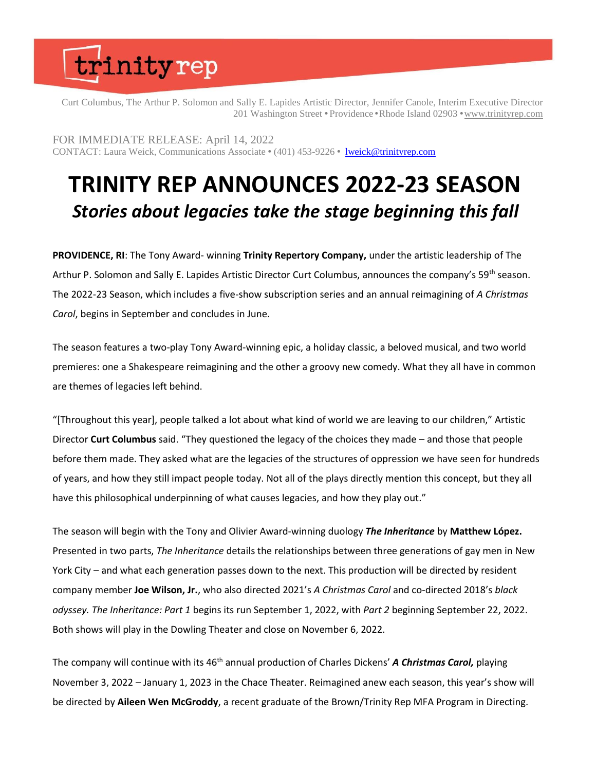trinity rep

Curt Columbus, The Arthur P. Solomon and Sally E. Lapides Artistic Director, Jennifer Canole, Interim Executive Director
201 Washington Street • Providence • Rhode Island 02903 • www.trinityrep.com

FOR IMMEDIATE RELEASE: April 14, 2022
CONTACT: Laura Weick, Communications Associate • (401) 453-9226 • lweick@trinityrep.com

# TRINITY REP ANNOUNCES 2022-23 SEASON

## *Stories about legacies take the stage beginning this fall*

**PROVIDENCE, RI**: The Tony Award- winning **Trinity Repertory Company,** under the artistic leadership of The Arthur P. Solomon and Sally E. Lapides Artistic Director Curt Columbus, announces the company's 59th season. The 2022-23 Season, which includes a five-show subscription series and an annual reimagining of *A Christmas Carol*, begins in September and concludes in June.

The season features a two-play Tony Award-winning epic, a holiday classic, a beloved musical, and two world premieres: one a Shakespeare reimagining and the other a groovy new comedy. What they all have in common are themes of legacies left behind.

"[Throughout this year], people talked a lot about what kind of world we are leaving to our children," Artistic Director **Curt Columbus** said. "They questioned the legacy of the choices they made – and those that people before them made. They asked what are the legacies of the structures of oppression we have seen for hundreds of years, and how they still impact people today. Not all of the plays directly mention this concept, but they all have this philosophical underpinning of what causes legacies, and how they play out."

The season will begin with the Tony and Olivier Award-winning duology ***The Inheritance*** by **Matthew López.** Presented in two parts, *The Inheritance* details the relationships between three generations of gay men in New York City – and what each generation passes down to the next. This production will be directed by resident company member **Joe Wilson, Jr.**, who also directed 2021's *A Christmas Carol* and co-directed 2018's *black odyssey. The Inheritance: Part 1* begins its run September 1, 2022, with *Part 2* beginning September 22, 2022. Both shows will play in the Dowling Theater and close on November 6, 2022.

The company will continue with its 46th annual production of Charles Dickens' ***A Christmas Carol,*** playing November 3, 2022 – January 1, 2023 in the Chace Theater. Reimagined anew each season, this year's show will be directed by **Aileen Wen McGroddy**, a recent graduate of the Brown/Trinity Rep MFA Program in Directing.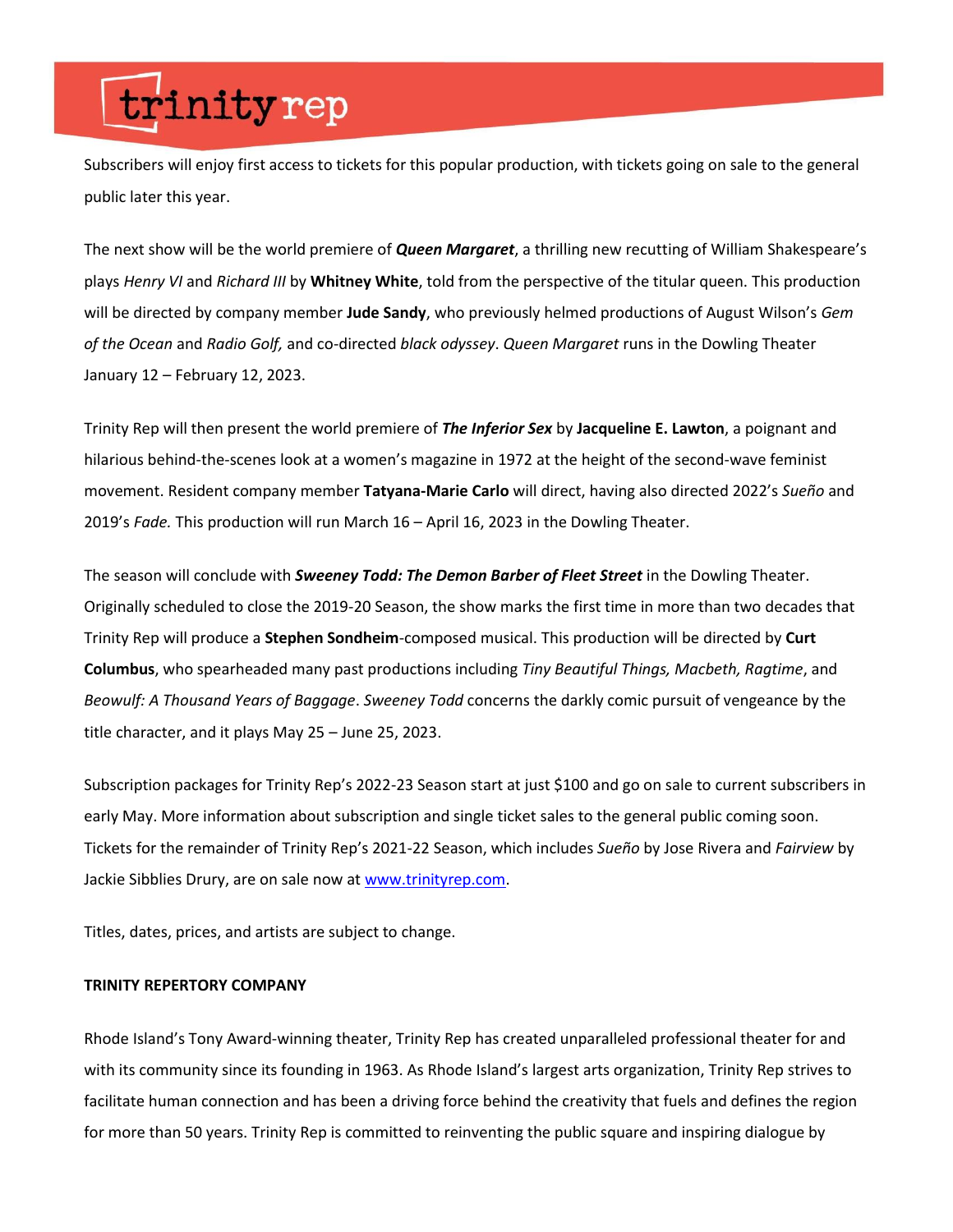Subscribers will enjoy first access to tickets for this popular production, with tickets going on sale to the general public later this year.

The next show will be the world premiere of ***Queen Margaret***, a thrilling new recutting of William Shakespeare's plays *Henry VI* and *Richard III* by **Whitney White**, told from the perspective of the titular queen. This production will be directed by company member **Jude Sandy**, who previously helmed productions of August Wilson's *Gem of the Ocean* and *Radio Golf,* and co-directed *black odyssey*. *Queen Margaret* runs in the Dowling Theater January 12 – February 12, 2023.

Trinity Rep will then present the world premiere of ***The Inferior Sex*** by **Jacqueline E. Lawton**, a poignant and hilarious behind-the-scenes look at a women's magazine in 1972 at the height of the second-wave feminist movement. Resident company member **Tatyana-Marie Carlo** will direct, having also directed 2022's *Sueño* and 2019's *Fade.* This production will run March 16 – April 16, 2023 in the Dowling Theater.

The season will conclude with ***Sweeney Todd: The Demon Barber of Fleet Street*** in the Dowling Theater. Originally scheduled to close the 2019-20 Season, the show marks the first time in more than two decades that Trinity Rep will produce a **Stephen Sondheim**-composed musical. This production will be directed by **Curt Columbus**, who spearheaded many past productions including *Tiny Beautiful Things, Macbeth, Ragtime*, and *Beowulf: A Thousand Years of Baggage*. *Sweeney Todd* concerns the darkly comic pursuit of vengeance by the title character, and it plays May 25 – June 25, 2023.

Subscription packages for Trinity Rep's 2022-23 Season start at just $100 and go on sale to current subscribers in early May. More information about subscription and single ticket sales to the general public coming soon. Tickets for the remainder of Trinity Rep's 2021-22 Season, which includes *Sueño* by Jose Rivera and *Fairview* by Jackie Sibblies Drury, are on sale now at [www.trinityrep.com](http://www.trinityrep.com).

Titles, dates, prices, and artists are subject to change.

**TRINITY REPERTORY COMPANY**

Rhode Island's Tony Award-winning theater, Trinity Rep has created unparalleled professional theater for and with its community since its founding in 1963. As Rhode Island's largest arts organization, Trinity Rep strives to facilitate human connection and has been a driving force behind the creativity that fuels and defines the region for more than 50 years. Trinity Rep is committed to reinventing the public square and inspiring dialogue by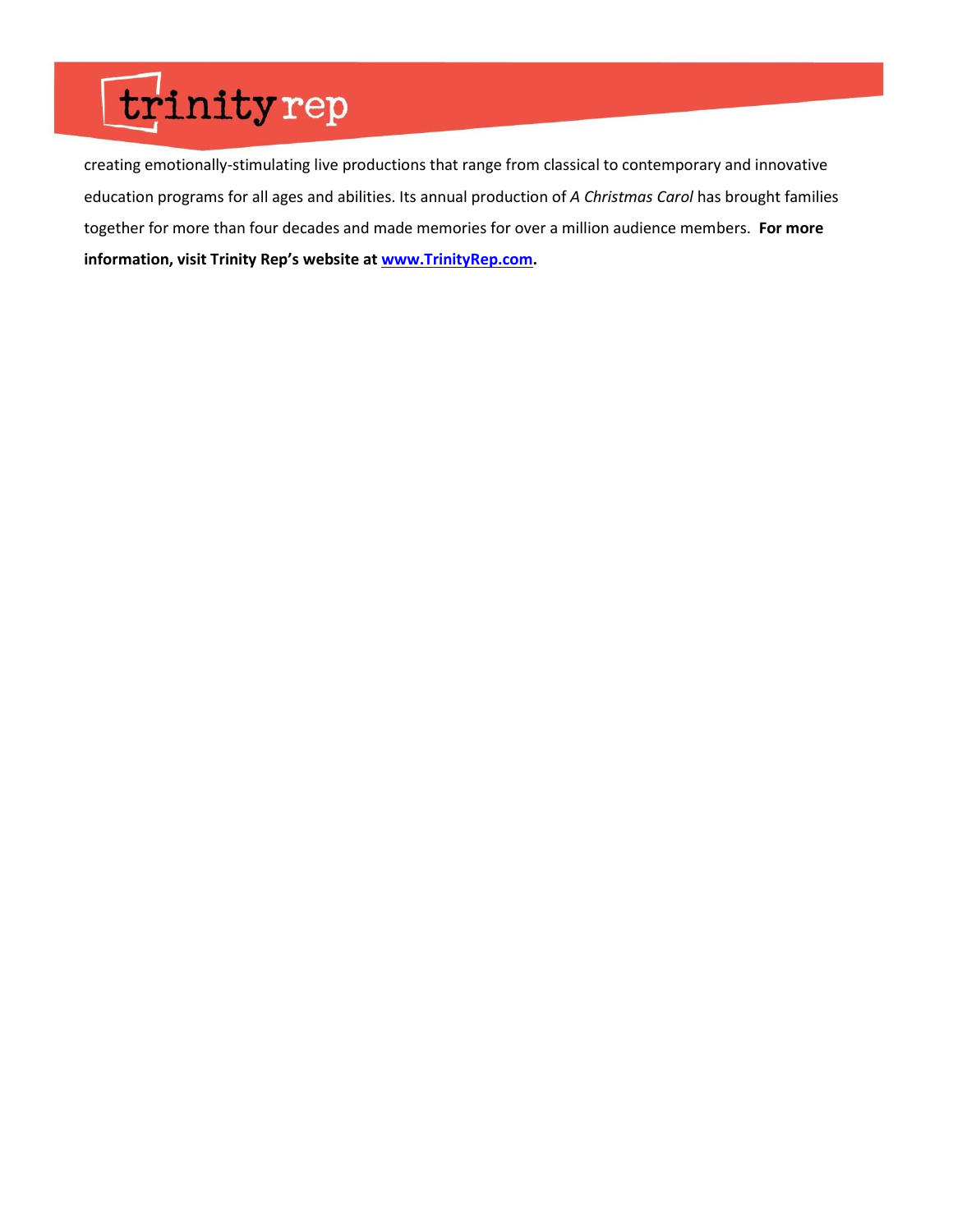creating emotionally-stimulating live productions that range from classical to contemporary and innovative education programs for all ages and abilities. Its annual production of *A Christmas Carol* has brought families together for more than four decades and made memories for over a million audience members. **For more information, visit Trinity Rep's website at [www.TrinityRep.com](http://www.TrinityRep.com).**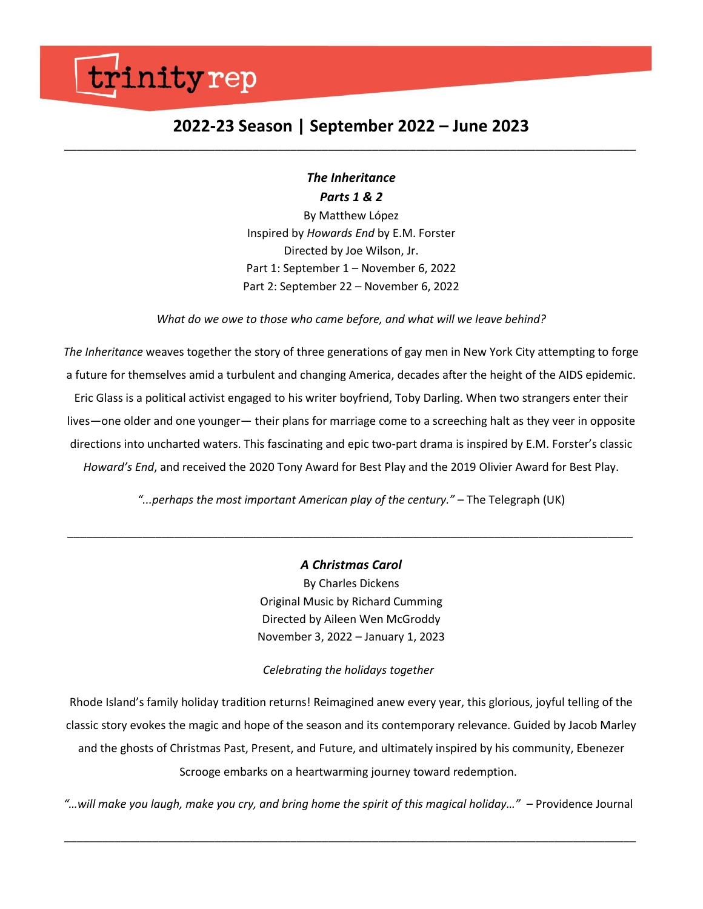trinity rep

## 2022-23 Season | September 2022 – June 2023

---

***The Inheritance***
***Parts 1 & 2***

By Matthew López
Inspired by *Howards End* by E.M. Forster
Directed by Joe Wilson, Jr.
Part 1: September 1 – November 6, 2022
Part 2: September 22 – November 6, 2022

*What do we owe to those who came before, and what will we leave behind?*

*The Inheritance* weaves together the story of three generations of gay men in New York City attempting to forge a future for themselves amid a turbulent and changing America, decades after the height of the AIDS epidemic. Eric Glass is a political activist engaged to his writer boyfriend, Toby Darling. When two strangers enter their lives—one older and one younger— their plans for marriage come to a screeching halt as they veer in opposite directions into uncharted waters. This fascinating and epic two-part drama is inspired by E.M. Forster's classic *Howard's End*, and received the 2020 Tony Award for Best Play and the 2019 Olivier Award for Best Play.

*"...perhaps the most important American play of the century."* – The Telegraph (UK)

---

***A Christmas Carol***

By Charles Dickens
Original Music by Richard Cumming
Directed by Aileen Wen McGroddy
November 3, 2022 – January 1, 2023

*Celebrating the holidays together*

Rhode Island's family holiday tradition returns! Reimagined anew every year, this glorious, joyful telling of the classic story evokes the magic and hope of the season and its contemporary relevance. Guided by Jacob Marley and the ghosts of Christmas Past, Present, and Future, and ultimately inspired by his community, Ebenezer Scrooge embarks on a heartwarming journey toward redemption.

*"…will make you laugh, make you cry, and bring home the spirit of this magical holiday…"* – Providence Journal

---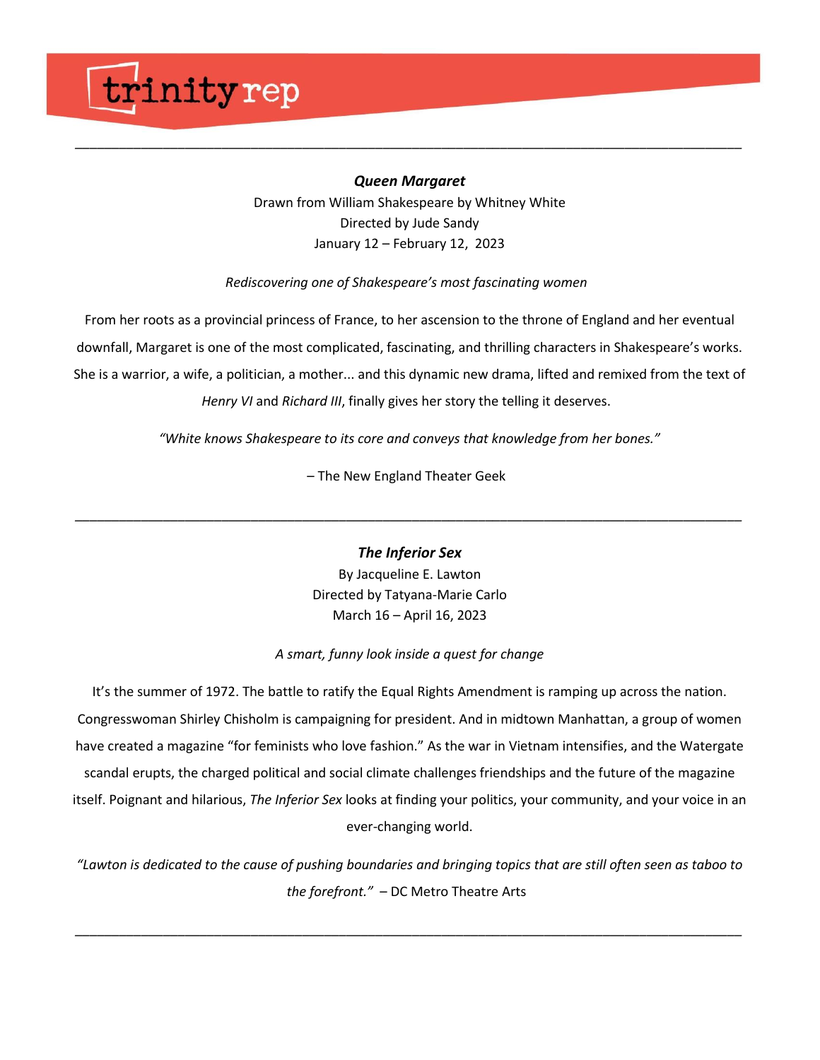trinity rep

---

### ***Queen Margaret***

Drawn from William Shakespeare by Whitney White
Directed by Jude Sandy
January 12 – February 12, 2023

*Rediscovering one of Shakespeare's most fascinating women*

From her roots as a provincial princess of France, to her ascension to the throne of England and her eventual downfall, Margaret is one of the most complicated, fascinating, and thrilling characters in Shakespeare's works. She is a warrior, a wife, a politician, a mother... and this dynamic new drama, lifted and remixed from the text of *Henry VI* and *Richard III*, finally gives her story the telling it deserves.

*"White knows Shakespeare to its core and conveys that knowledge from her bones."*

– The New England Theater Geek

---

### ***The Inferior Sex***

By Jacqueline E. Lawton
Directed by Tatyana-Marie Carlo
March 16 – April 16, 2023

*A smart, funny look inside a quest for change*

It's the summer of 1972. The battle to ratify the Equal Rights Amendment is ramping up across the nation. Congresswoman Shirley Chisholm is campaigning for president. And in midtown Manhattan, a group of women have created a magazine "for feminists who love fashion." As the war in Vietnam intensifies, and the Watergate scandal erupts, the charged political and social climate challenges friendships and the future of the magazine itself. Poignant and hilarious, *The Inferior Sex* looks at finding your politics, your community, and your voice in an ever-changing world.

*"Lawton is dedicated to the cause of pushing boundaries and bringing topics that are still often seen as taboo to the forefront."* – DC Metro Theatre Arts

---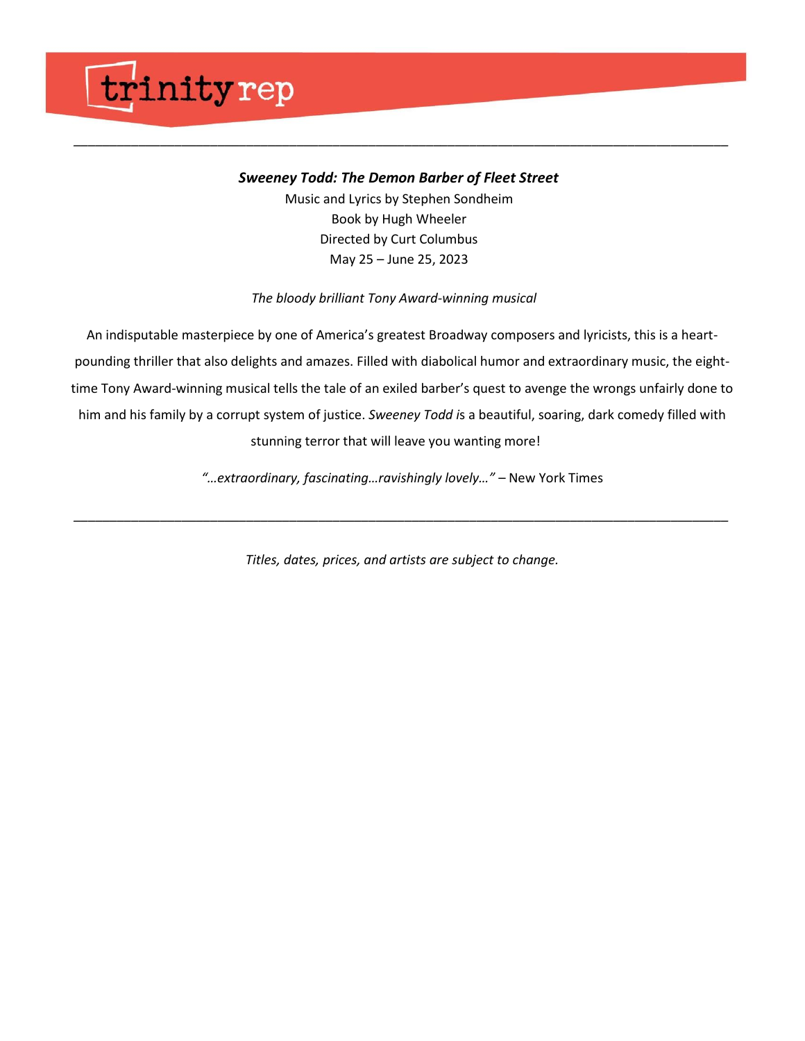trinity rep

---

***Sweeney Todd: The Demon Barber of Fleet Street***

Music and Lyrics by Stephen Sondheim
Book by Hugh Wheeler
Directed by Curt Columbus
May 25 – June 25, 2023

*The bloody brilliant Tony Award-winning musical*

An indisputable masterpiece by one of America's greatest Broadway composers and lyricists, this is a heart-pounding thriller that also delights and amazes. Filled with diabolical humor and extraordinary music, the eight-time Tony Award-winning musical tells the tale of an exiled barber's quest to avenge the wrongs unfairly done to him and his family by a corrupt system of justice. *Sweeney Todd i*s a beautiful, soaring, dark comedy filled with stunning terror that will leave you wanting more!

*"…extraordinary, fascinating…ravishingly lovely…"* – New York Times

---

*Titles, dates, prices, and artists are subject to change.*